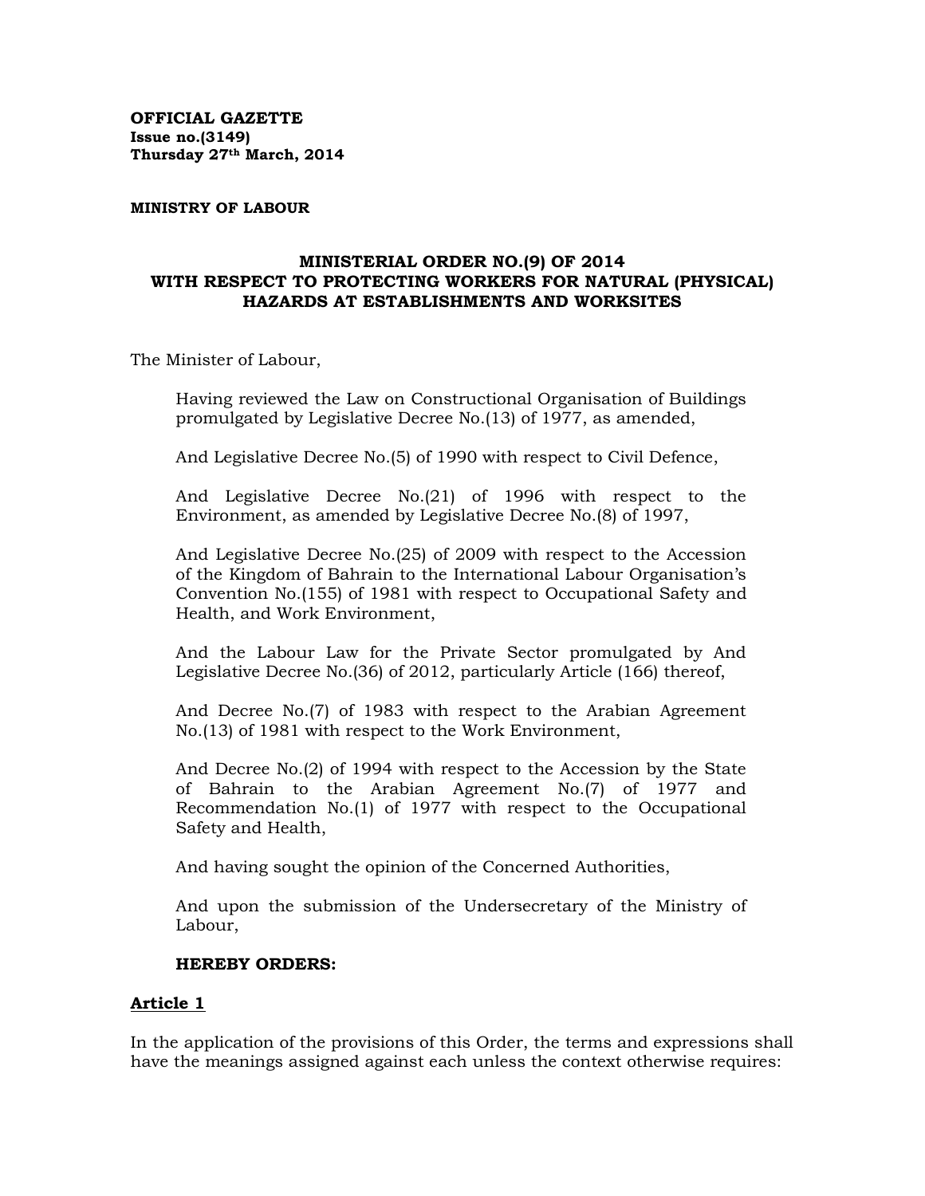**OFFICIAL GAZETTE**
**Issue no.(3149)**
**Thursday 27th March, 2014**

**MINISTRY OF LABOUR**

## MINISTERIAL ORDER NO.(9) OF 2014 WITH RESPECT TO PROTECTING WORKERS FOR NATURAL (PHYSICAL) HAZARDS AT ESTABLISHMENTS AND WORKSITES

The Minister of Labour,

Having reviewed the Law on Constructional Organisation of Buildings promulgated by Legislative Decree No.(13) of 1977, as amended,

And Legislative Decree No.(5) of 1990 with respect to Civil Defence,

And Legislative Decree No.(21) of 1996 with respect to the Environment, as amended by Legislative Decree No.(8) of 1997,

And Legislative Decree No.(25) of 2009 with respect to the Accession of the Kingdom of Bahrain to the International Labour Organisation's Convention No.(155) of 1981 with respect to Occupational Safety and Health, and Work Environment,

And the Labour Law for the Private Sector promulgated by And Legislative Decree No.(36) of 2012, particularly Article (166) thereof,

And Decree No.(7) of 1983 with respect to the Arabian Agreement No.(13) of 1981 with respect to the Work Environment,

And Decree No.(2) of 1994 with respect to the Accession by the State of Bahrain to the Arabian Agreement No.(7) of 1977 and Recommendation No.(1) of 1977 with respect to the Occupational Safety and Health,

And having sought the opinion of the Concerned Authorities,

And upon the submission of the Undersecretary of the Ministry of Labour,

**HEREBY ORDERS:**

### Article 1

In the application of the provisions of this Order, the terms and expressions shall have the meanings assigned against each unless the context otherwise requires: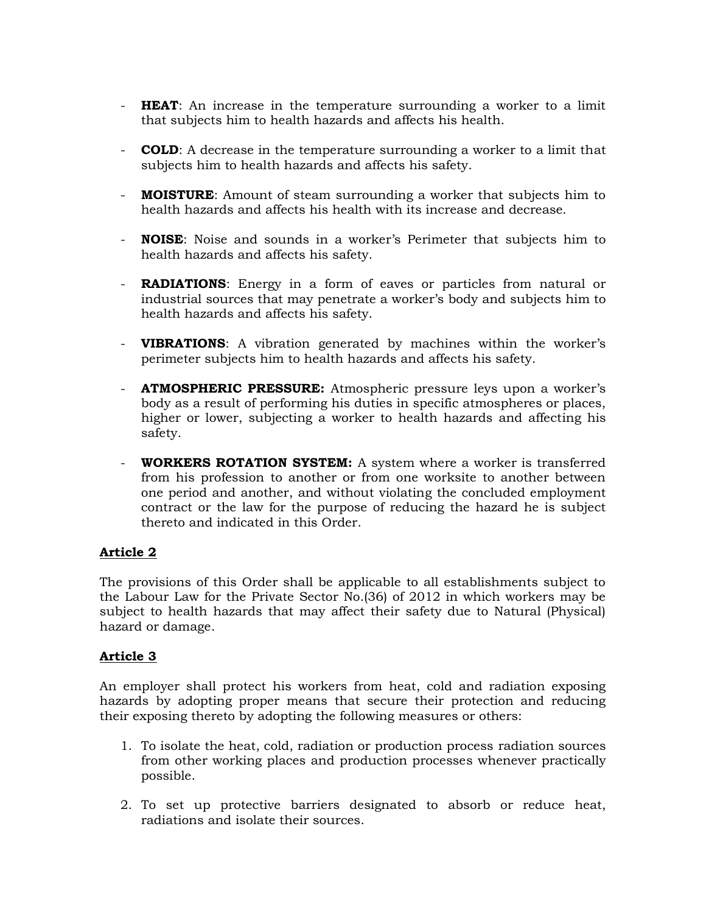- **HEAT**: An increase in the temperature surrounding a worker to a limit that subjects him to health hazards and affects his health.

- **COLD**: A decrease in the temperature surrounding a worker to a limit that subjects him to health hazards and affects his safety.

- **MOISTURE**: Amount of steam surrounding a worker that subjects him to health hazards and affects his health with its increase and decrease.

- **NOISE**: Noise and sounds in a worker's Perimeter that subjects him to health hazards and affects his safety.

- **RADIATIONS**: Energy in a form of eaves or particles from natural or industrial sources that may penetrate a worker's body and subjects him to health hazards and affects his safety.

- **VIBRATIONS**: A vibration generated by machines within the worker's perimeter subjects him to health hazards and affects his safety.

- **ATMOSPHERIC PRESSURE:** Atmospheric pressure leys upon a worker's body as a result of performing his duties in specific atmospheres or places, higher or lower, subjecting a worker to health hazards and affecting his safety.

- **WORKERS ROTATION SYSTEM:** A system where a worker is transferred from his profession to another or from one worksite to another between one period and another, and without violating the concluded employment contract or the law for the purpose of reducing the hazard he is subject thereto and indicated in this Order.

## Article 2

The provisions of this Order shall be applicable to all establishments subject to the Labour Law for the Private Sector No.(36) of 2012 in which workers may be subject to health hazards that may affect their safety due to Natural (Physical) hazard or damage.

## Article 3

An employer shall protect his workers from heat, cold and radiation exposing hazards by adopting proper means that secure their protection and reducing their exposing thereto by adopting the following measures or others:

1. To isolate the heat, cold, radiation or production process radiation sources from other working places and production processes whenever practically possible.

2. To set up protective barriers designated to absorb or reduce heat, radiations and isolate their sources.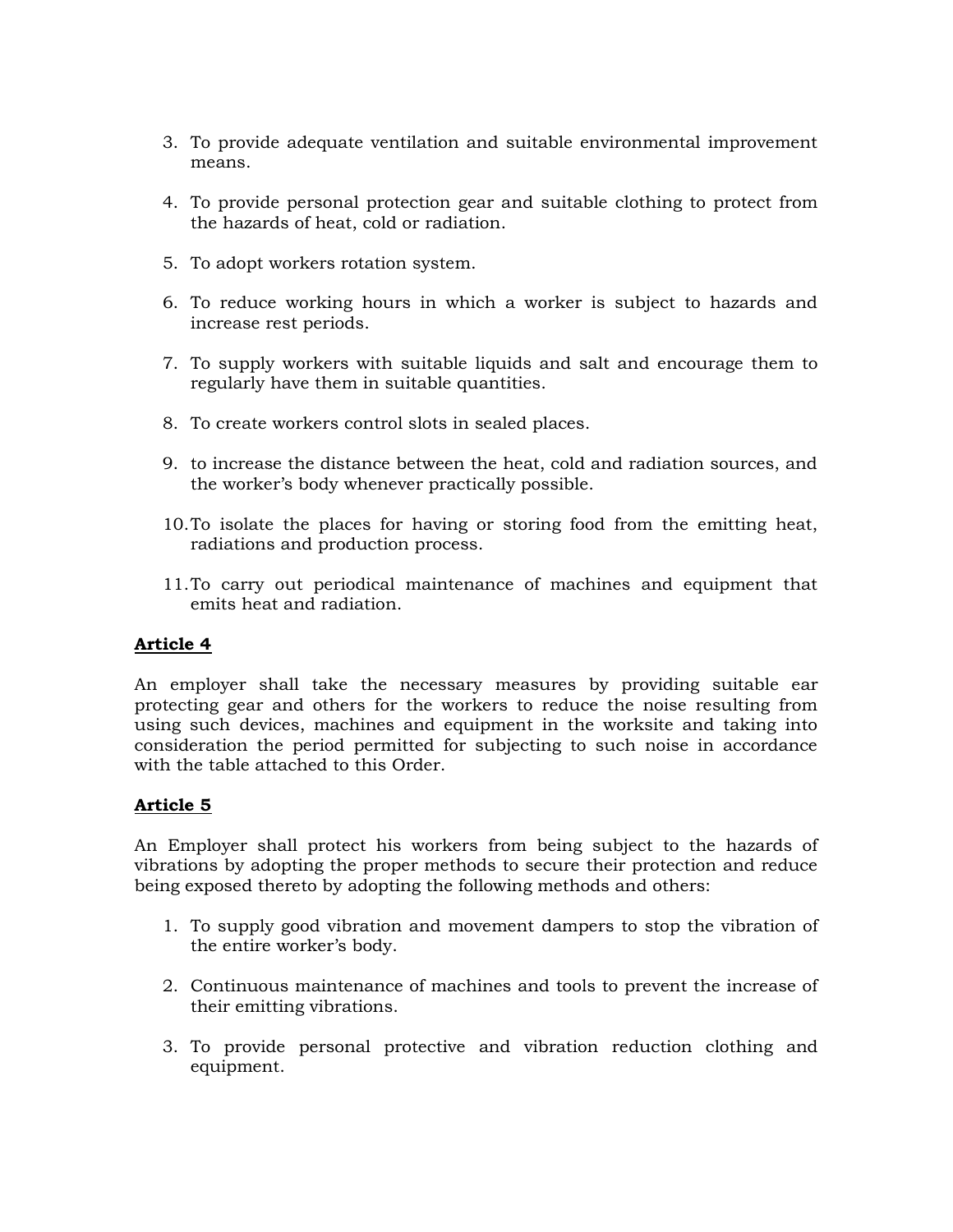3. To provide adequate ventilation and suitable environmental improvement means.

4. To provide personal protection gear and suitable clothing to protect from the hazards of heat, cold or radiation.

5. To adopt workers rotation system.

6. To reduce working hours in which a worker is subject to hazards and increase rest periods.

7. To supply workers with suitable liquids and salt and encourage them to regularly have them in suitable quantities.

8. To create workers control slots in sealed places.

9. to increase the distance between the heat, cold and radiation sources, and the worker's body whenever practically possible.

10. To isolate the places for having or storing food from the emitting heat, radiations and production process.

11. To carry out periodical maintenance of machines and equipment that emits heat and radiation.

**Article 4**

An employer shall take the necessary measures by providing suitable ear protecting gear and others for the workers to reduce the noise resulting from using such devices, machines and equipment in the worksite and taking into consideration the period permitted for subjecting to such noise in accordance with the table attached to this Order.

**Article 5**

An Employer shall protect his workers from being subject to the hazards of vibrations by adopting the proper methods to secure their protection and reduce being exposed thereto by adopting the following methods and others:

1. To supply good vibration and movement dampers to stop the vibration of the entire worker's body.

2. Continuous maintenance of machines and tools to prevent the increase of their emitting vibrations.

3. To provide personal protective and vibration reduction clothing and equipment.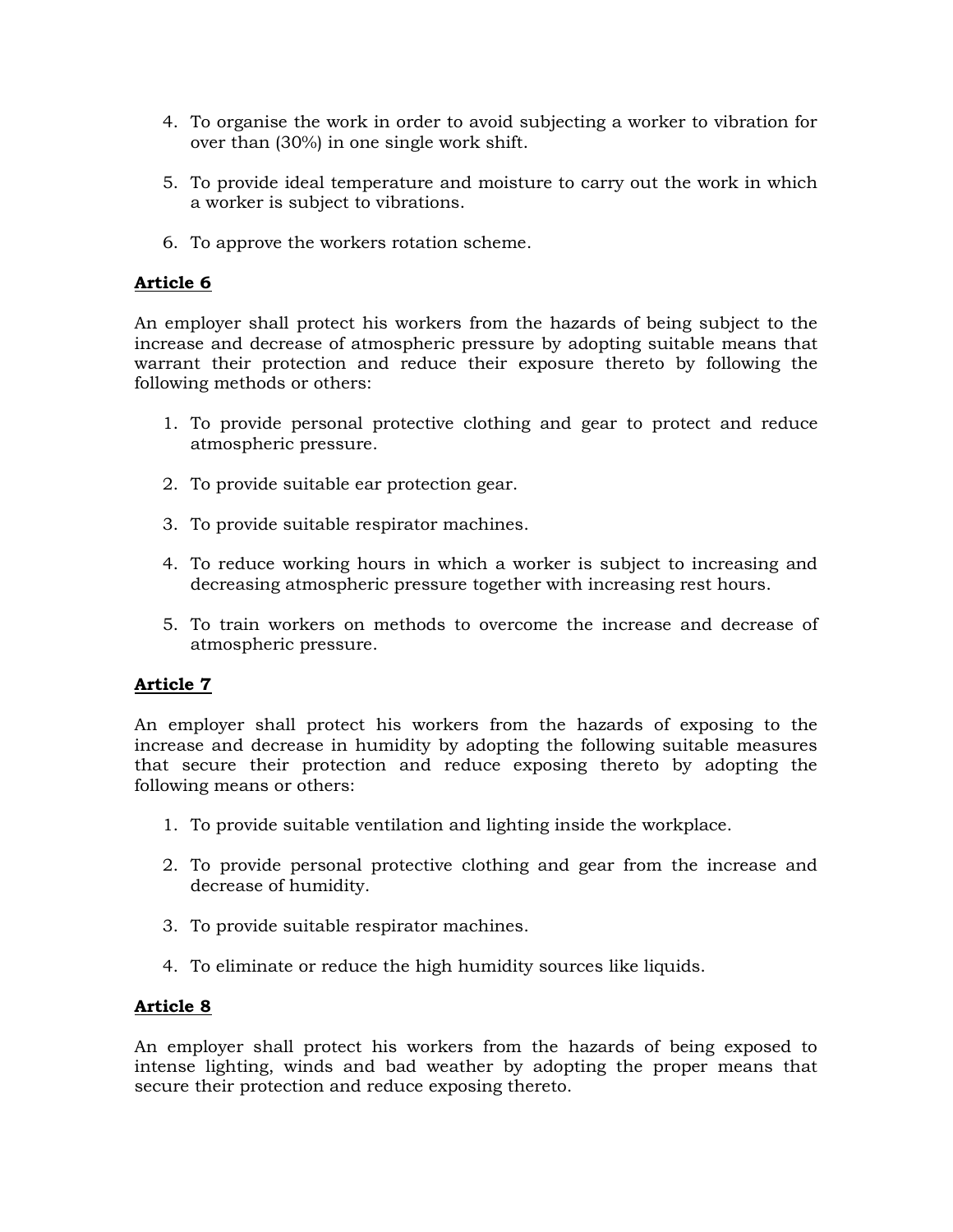4. To organise the work in order to avoid subjecting a worker to vibration for over than (30%) in one single work shift.

5. To provide ideal temperature and moisture to carry out the work in which a worker is subject to vibrations.

6. To approve the workers rotation scheme.

**Article 6**

An employer shall protect his workers from the hazards of being subject to the increase and decrease of atmospheric pressure by adopting suitable means that warrant their protection and reduce their exposure thereto by following the following methods or others:

1. To provide personal protective clothing and gear to protect and reduce atmospheric pressure.

2. To provide suitable ear protection gear.

3. To provide suitable respirator machines.

4. To reduce working hours in which a worker is subject to increasing and decreasing atmospheric pressure together with increasing rest hours.

5. To train workers on methods to overcome the increase and decrease of atmospheric pressure.

**Article 7**

An employer shall protect his workers from the hazards of exposing to the increase and decrease in humidity by adopting the following suitable measures that secure their protection and reduce exposing thereto by adopting the following means or others:

1. To provide suitable ventilation and lighting inside the workplace.

2. To provide personal protective clothing and gear from the increase and decrease of humidity.

3. To provide suitable respirator machines.

4. To eliminate or reduce the high humidity sources like liquids.

**Article 8**

An employer shall protect his workers from the hazards of being exposed to intense lighting, winds and bad weather by adopting the proper means that secure their protection and reduce exposing thereto.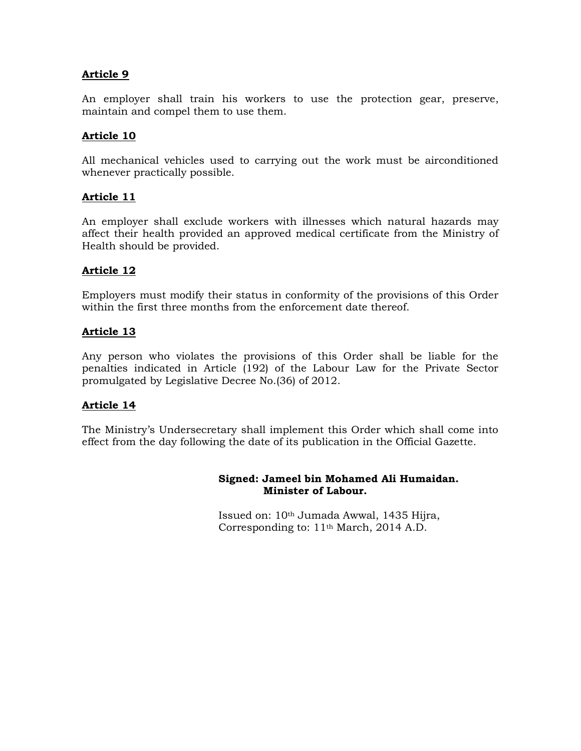**Article 9**

An employer shall train his workers to use the protection gear, preserve, maintain and compel them to use them.

**Article 10**

All mechanical vehicles used to carrying out the work must be airconditioned whenever practically possible.

**Article 11**

An employer shall exclude workers with illnesses which natural hazards may affect their health provided an approved medical certificate from the Ministry of Health should be provided.

**Article 12**

Employers must modify their status in conformity of the provisions of this Order within the first three months from the enforcement date thereof.

**Article 13**

Any person who violates the provisions of this Order shall be liable for the penalties indicated in Article (192) of the Labour Law for the Private Sector promulgated by Legislative Decree No.(36) of 2012.

**Article 14**

The Ministry's Undersecretary shall implement this Order which shall come into effect from the day following the date of its publication in the Official Gazette.

**Signed: Jameel bin Mohamed Ali Humaidan.**
**Minister of Labour.**

Issued on: 10th Jumada Awwal, 1435 Hijra,
Corresponding to: 11th March, 2014 A.D.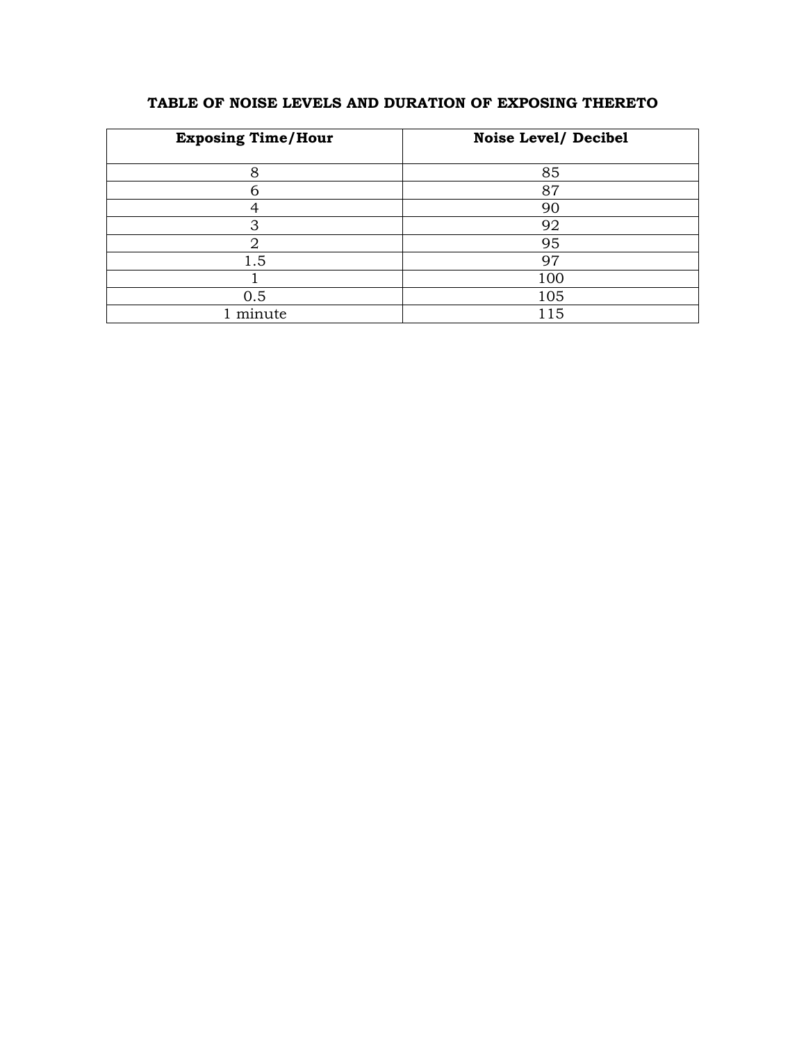**TABLE OF NOISE LEVELS AND DURATION OF EXPOSING THERETO**

| **Exposing Time/Hour** | **Noise Level/ Decibel** |
|---|---|
| 8 | 85 |
| 6 | 87 |
| 4 | 90 |
| 3 | 92 |
| 2 | 95 |
| 1.5 | 97 |
| 1 | 100 |
| 0.5 | 105 |
| 1 minute | 115 |